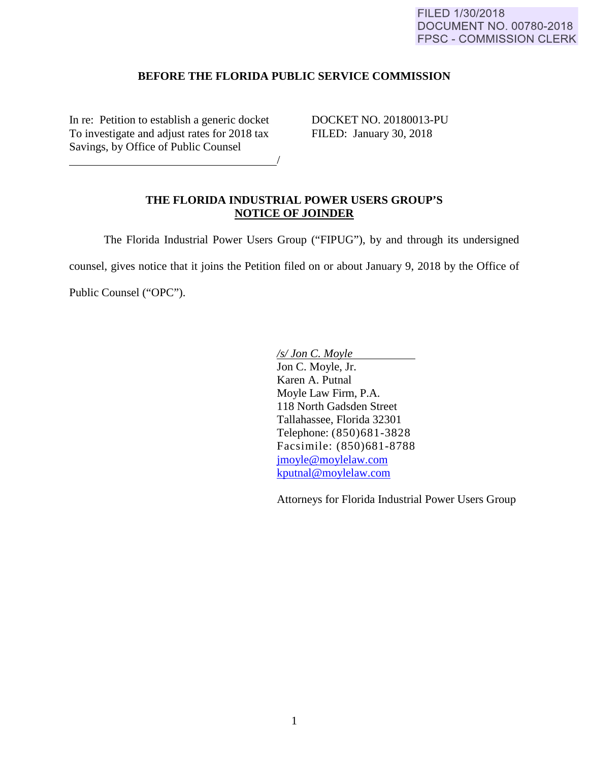FILED 1/30/2018
DOCUMENT NO. 00780-2018
FPSC - COMMISSION CLERK

**BEFORE THE FLORIDA PUBLIC SERVICE COMMISSION**

In re: Petition to establish a generic docket
To investigate and adjust rates for 2018 tax
Savings, by Office of Public Counsel
\_\_\_\_\_\_\_\_\_\_\_\_\_\_\_\_\_\_\_\_\_\_\_\_\_\_\_\_\_\_\_\_\_\_\_\_/

DOCKET NO. 20180013-PU
FILED: January 30, 2018

**THE FLORIDA INDUSTRIAL POWER USERS GROUP'S**
**NOTICE OF JOINDER**

The Florida Industrial Power Users Group ("FIPUG"), by and through its undersigned counsel, gives notice that it joins the Petition filed on or about January 9, 2018 by the Office of Public Counsel ("OPC").

*/s/ Jon C. Moyle*
Jon C. Moyle, Jr.
Karen A. Putnal
Moyle Law Firm, P.A.
118 North Gadsden Street
Tallahassee, Florida 32301
Telephone: (850)681-3828
Facsimile: (850)681-8788
jmoyle@moylelaw.com
kputnal@moylelaw.com

Attorneys for Florida Industrial Power Users Group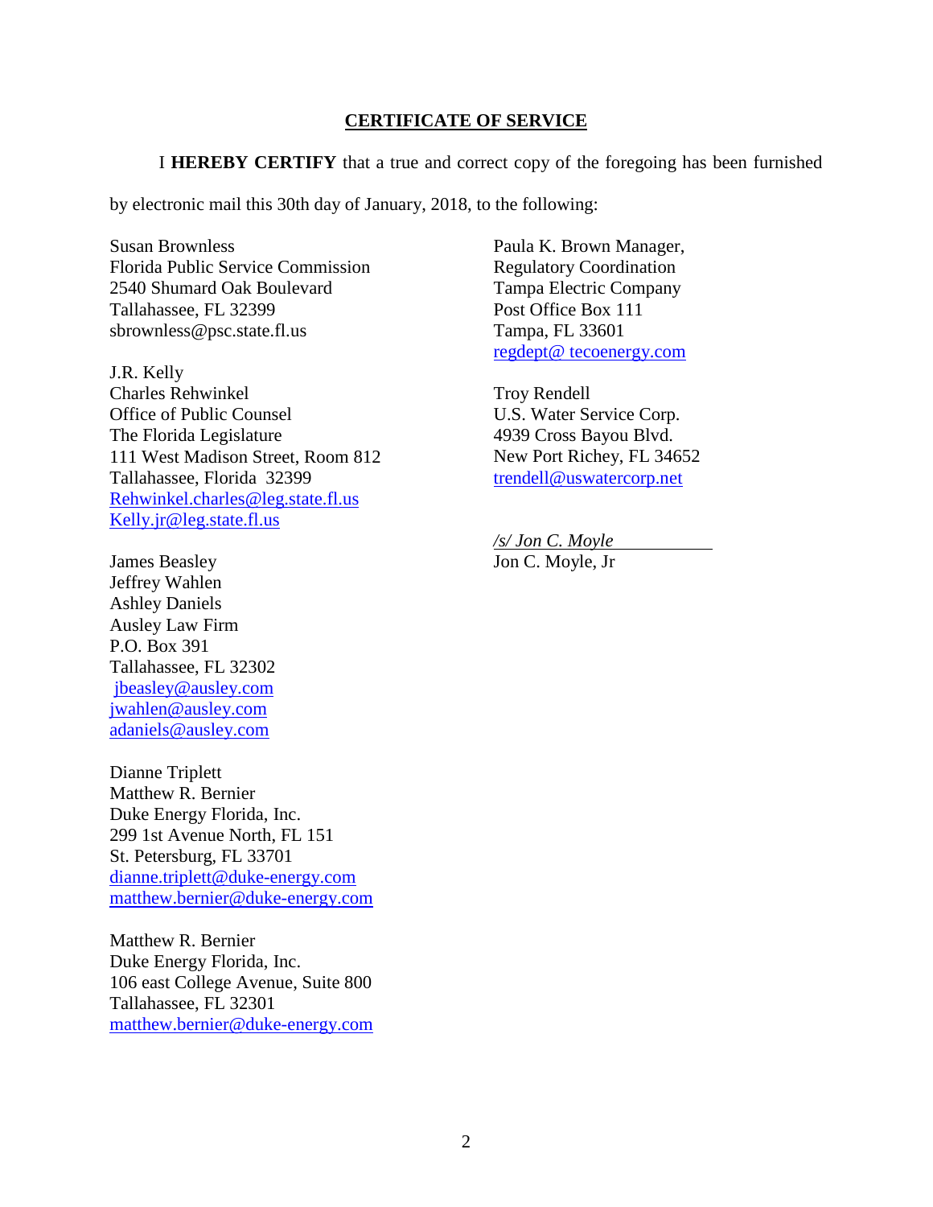## CERTIFICATE OF SERVICE

I **HEREBY CERTIFY** that a true and correct copy of the foregoing has been furnished by electronic mail this 30th day of January, 2018, to the following:

Susan Brownless
Florida Public Service Commission
2540 Shumard Oak Boulevard
Tallahassee, FL 32399
sbrownless@psc.state.fl.us

J.R. Kelly
Charles Rehwinkel
Office of Public Counsel
The Florida Legislature
111 West Madison Street, Room 812
Tallahassee, Florida 32399
Rehwinkel.charles@leg.state.fl.us
Kelly.jr@leg.state.fl.us

James Beasley
Jeffrey Wahlen
Ashley Daniels
Ausley Law Firm
P.O. Box 391
Tallahassee, FL 32302
jbeasley@ausley.com
jwahlen@ausley.com
adaniels@ausley.com

Dianne Triplett
Matthew R. Bernier
Duke Energy Florida, Inc.
299 1st Avenue North, FL 151
St. Petersburg, FL 33701
dianne.triplett@duke-energy.com
matthew.bernier@duke-energy.com

Matthew R. Bernier
Duke Energy Florida, Inc.
106 east College Avenue, Suite 800
Tallahassee, FL 32301
matthew.bernier@duke-energy.com

Paula K. Brown Manager,
Regulatory Coordination
Tampa Electric Company
Post Office Box 111
Tampa, FL 33601
regdept@ tecoenergy.com

Troy Rendell
U.S. Water Service Corp.
4939 Cross Bayou Blvd.
New Port Richey, FL 34652
trendell@uswatercorp.net

*/s/ Jon C. Moyle*
Jon C. Moyle, Jr